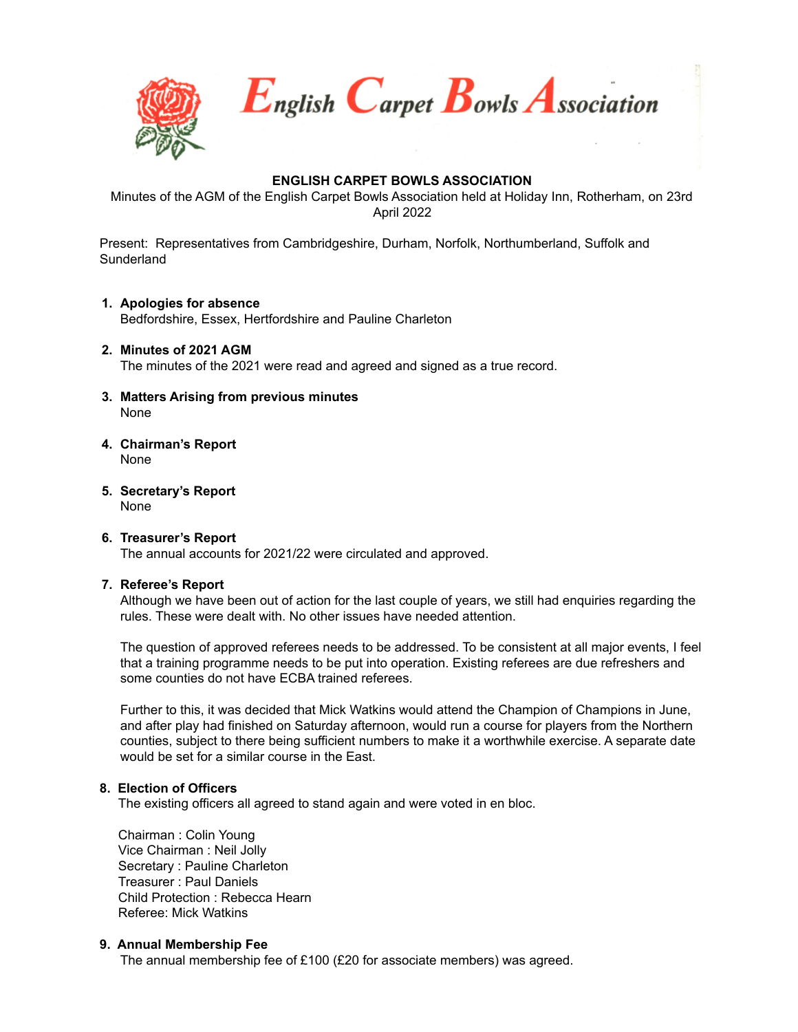# English Carpet Bowls Association

## ENGLISH CARPET BOWLS ASSOCIATION

Minutes of the AGM of the English Carpet Bowls Association held at Holiday Inn, Rotherham, on 23rd April 2022

Present: Representatives from Cambridgeshire, Durham, Norfolk, Northumberland, Suffolk and Sunderland

1. **Apologies for absence**
   Bedfordshire, Essex, Hertfordshire and Pauline Charleton

2. **Minutes of 2021 AGM**
   The minutes of the 2021 were read and agreed and signed as a true record.

3. **Matters Arising from previous minutes**
   None

4. **Chairman's Report**
   None

5. **Secretary's Report**
   None

6. **Treasurer's Report**
   The annual accounts for 2021/22 were circulated and approved.

7. **Referee's Report**
   Although we have been out of action for the last couple of years, we still had enquiries regarding the rules. These were dealt with. No other issues have needed attention.

   The question of approved referees needs to be addressed. To be consistent at all major events, I feel that a training programme needs to be put into operation. Existing referees are due refreshers and some counties do not have ECBA trained referees.

   Further to this, it was decided that Mick Watkins would attend the Champion of Champions in June, and after play had finished on Saturday afternoon, would run a course for players from the Northern counties, subject to there being sufficient numbers to make it a worthwhile exercise. A separate date would be set for a similar course in the East.

8. **Election of Officers**
   The existing officers all agreed to stand again and were voted in en bloc.

   Chairman : Colin Young
   Vice Chairman : Neil Jolly
   Secretary : Pauline Charleton
   Treasurer : Paul Daniels
   Child Protection : Rebecca Hearn
   Referee: Mick Watkins

9. **Annual Membership Fee**
   The annual membership fee of £100 (£20 for associate members) was agreed.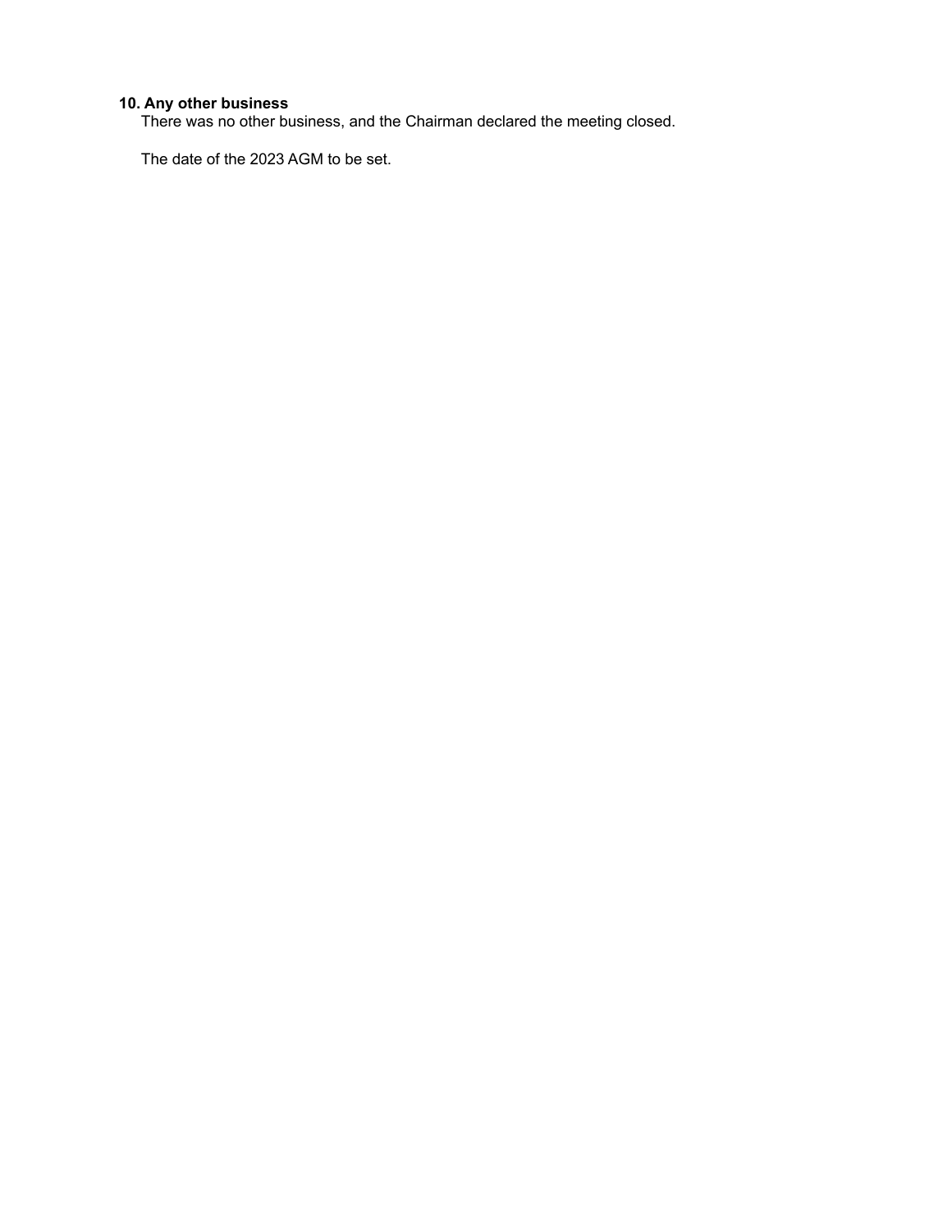**10. Any other business**

There was no other business, and the Chairman declared the meeting closed.

The date of the 2023 AGM to be set.